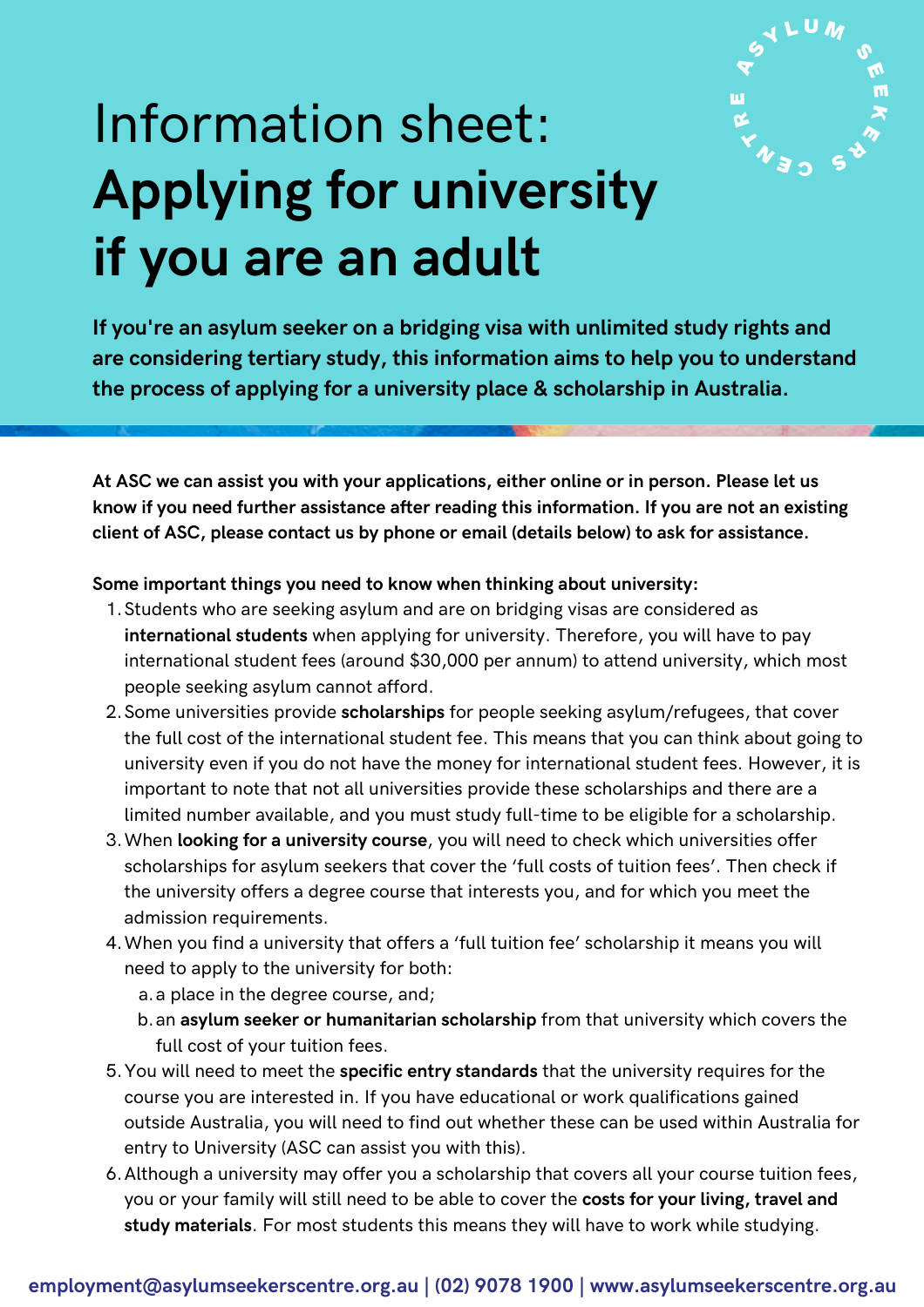# Information sheet: **Applying for university if you are an adult**

**If you're an asylum seeker on a bridging visa with unlimited study rights and are considering tertiary study, this information aims to help you to understand the process of applying for a university place & scholarship in Australia.**

**At ASC we can assist you with your applications, either online or in person. Please let us know if you need further assistance after reading this information. If you are not an existing client of ASC, please contact us by phone or email (details below) to ask for assistance.**

**Some important things you need to know when thinking about university:**

1. Students who are seeking asylum and are on bridging visas are considered as **international students** when applying for university. Therefore, you will have to pay international student fees (around $30,000 per annum) to attend university, which most people seeking asylum cannot afford.
2. Some universities provide **scholarships** for people seeking asylum/refugees, that cover the full cost of the international student fee. This means that you can think about going to university even if you do not have the money for international student fees. However, it is important to note that not all universities provide these scholarships and there are a limited number available, and you must study full-time to be eligible for a scholarship.
3. When **looking for a university course**, you will need to check which universities offer scholarships for asylum seekers that cover the 'full costs of tuition fees'. Then check if the university offers a degree course that interests you, and for which you meet the admission requirements.
4. When you find a university that offers a 'full tuition fee' scholarship it means you will need to apply to the university for both:
   a. a place in the degree course, and;
   b. an **asylum seeker or humanitarian scholarship** from that university which covers the full cost of your tuition fees.
5. You will need to meet the **specific entry standards** that the university requires for the course you are interested in. If you have educational or work qualifications gained outside Australia, you will need to find out whether these can be used within Australia for entry to University (ASC can assist you with this).
6. Although a university may offer you a scholarship that covers all your course tuition fees, you or your family will still need to be able to cover the **costs for your living, travel and study materials**. For most students this means they will have to work while studying.

**employment@asylumseekerscentre.org.au | (02) 9078 1900 | www.asylumseekerscentre.org.au**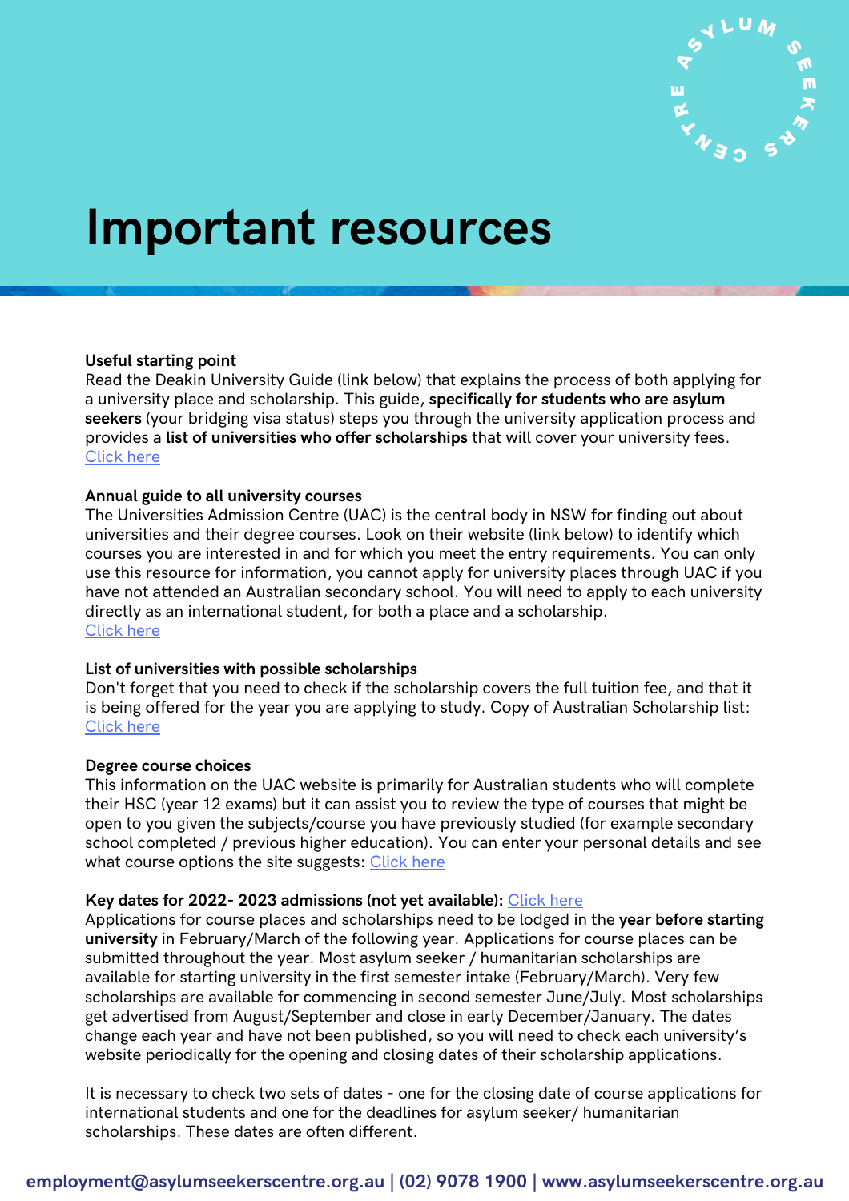# Important resources

**Useful starting point**
Read the Deakin University Guide (link below) that explains the process of both applying for a university place and scholarship. This guide, **specifically for students who are asylum seekers** (your bridging visa status) steps you through the university application process and provides a **list of universities who offer scholarships** that will cover your university fees.
Click here

**Annual guide to all university courses**
The Universities Admission Centre (UAC) is the central body in NSW for finding out about universities and their degree courses. Look on their website (link below) to identify which courses you are interested in and for which you meet the entry requirements. You can only use this resource for information, you cannot apply for university places through UAC if you have not attended an Australian secondary school. You will need to apply to each university directly as an international student, for both a place and a scholarship.
Click here

**List of universities with possible scholarships**
Don't forget that you need to check if the scholarship covers the full tuition fee, and that it is being offered for the year you are applying to study. Copy of Australian Scholarship list:
Click here

**Degree course choices**
This information on the UAC website is primarily for Australian students who will complete their HSC (year 12 exams) but it can assist you to review the type of courses that might be open to you given the subjects/course you have previously studied (for example secondary school completed / previous higher education). You can enter your personal details and see what course options the site suggests: Click here

**Key dates for 2022- 2023 admissions (not yet available):** Click here
Applications for course places and scholarships need to be lodged in the **year before starting university** in February/March of the following year. Applications for course places can be submitted throughout the year. Most asylum seeker / humanitarian scholarships are available for starting university in the first semester intake (February/March). Very few scholarships are available for commencing in second semester June/July. Most scholarships get advertised from August/September and close in early December/January. The dates change each year and have not been published, so you will need to check each university's website periodically for the opening and closing dates of their scholarship applications.

It is necessary to check two sets of dates - one for the closing date of course applications for international students and one for the deadlines for asylum seeker/ humanitarian scholarships. These dates are often different.

employment@asylumseekerscentre.org.au | (02) 9078 1900 | www.asylumseekerscentre.org.au